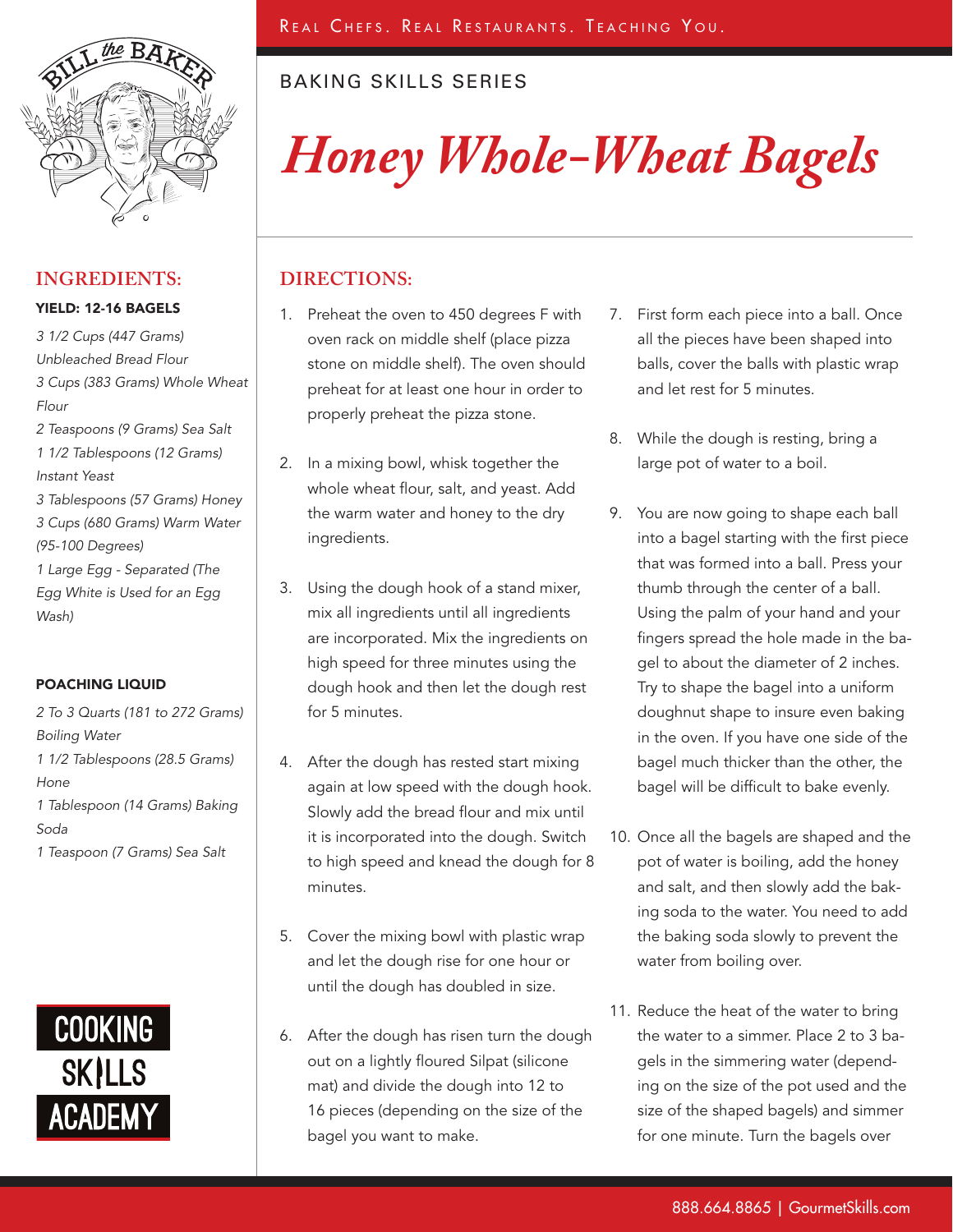REAL CHEFS. REAL RESTAURANTS. TEACHING YOU.

BAKING SKILLS SERIES

# *Honey Whole-Wheat Bagels*

## INGREDIENTS:

**YIELD: 12-16 BAGELS**

*3 1/2 Cups (447 Grams) Unbleached Bread Flour*
*3 Cups (383 Grams) Whole Wheat Flour*
*2 Teaspoons (9 Grams) Sea Salt*
*1 1/2 Tablespoons (12 Grams) Instant Yeast*
*3 Tablespoons (57 Grams) Honey*
*3 Cups (680 Grams) Warm Water (95-100 Degrees)*
*1 Large Egg - Separated (The Egg White is Used for an Egg Wash)*

**POACHING LIQUID**

*2 To 3 Quarts (181 to 272 Grams) Boiling Water*
*1 1/2 Tablespoons (28.5 Grams) Hone*
*1 Tablespoon (14 Grams) Baking Soda*
*1 Teaspoon (7 Grams) Sea Salt*

## DIRECTIONS:

1. Preheat the oven to 450 degrees F with oven rack on middle shelf (place pizza stone on middle shelf). The oven should preheat for at least one hour in order to properly preheat the pizza stone.

2. In a mixing bowl, whisk together the whole wheat flour, salt, and yeast. Add the warm water and honey to the dry ingredients.

3. Using the dough hook of a stand mixer, mix all ingredients until all ingredients are incorporated. Mix the ingredients on high speed for three minutes using the dough hook and then let the dough rest for 5 minutes.

4. After the dough has rested start mixing again at low speed with the dough hook. Slowly add the bread flour and mix until it is incorporated into the dough. Switch to high speed and knead the dough for 8 minutes.

5. Cover the mixing bowl with plastic wrap and let the dough rise for one hour or until the dough has doubled in size.

6. After the dough has risen turn the dough out on a lightly floured Silpat (silicone mat) and divide the dough into 12 to 16 pieces (depending on the size of the bagel you want to make.

7. First form each piece into a ball. Once all the pieces have been shaped into balls, cover the balls with plastic wrap and let rest for 5 minutes.

8. While the dough is resting, bring a large pot of water to a boil.

9. You are now going to shape each ball into a bagel starting with the first piece that was formed into a ball. Press your thumb through the center of a ball. Using the palm of your hand and your fingers spread the hole made in the bagel to about the diameter of 2 inches. Try to shape the bagel into a uniform doughnut shape to insure even baking in the oven. If you have one side of the bagel much thicker than the other, the bagel will be difficult to bake evenly.

10. Once all the bagels are shaped and the pot of water is boiling, add the honey and salt, and then slowly add the baking soda to the water. You need to add the baking soda slowly to prevent the water from boiling over.

11. Reduce the heat of the water to bring the water to a simmer. Place 2 to 3 bagels in the simmering water (depending on the size of the pot used and the size of the shaped bagels) and simmer for one minute. Turn the bagels over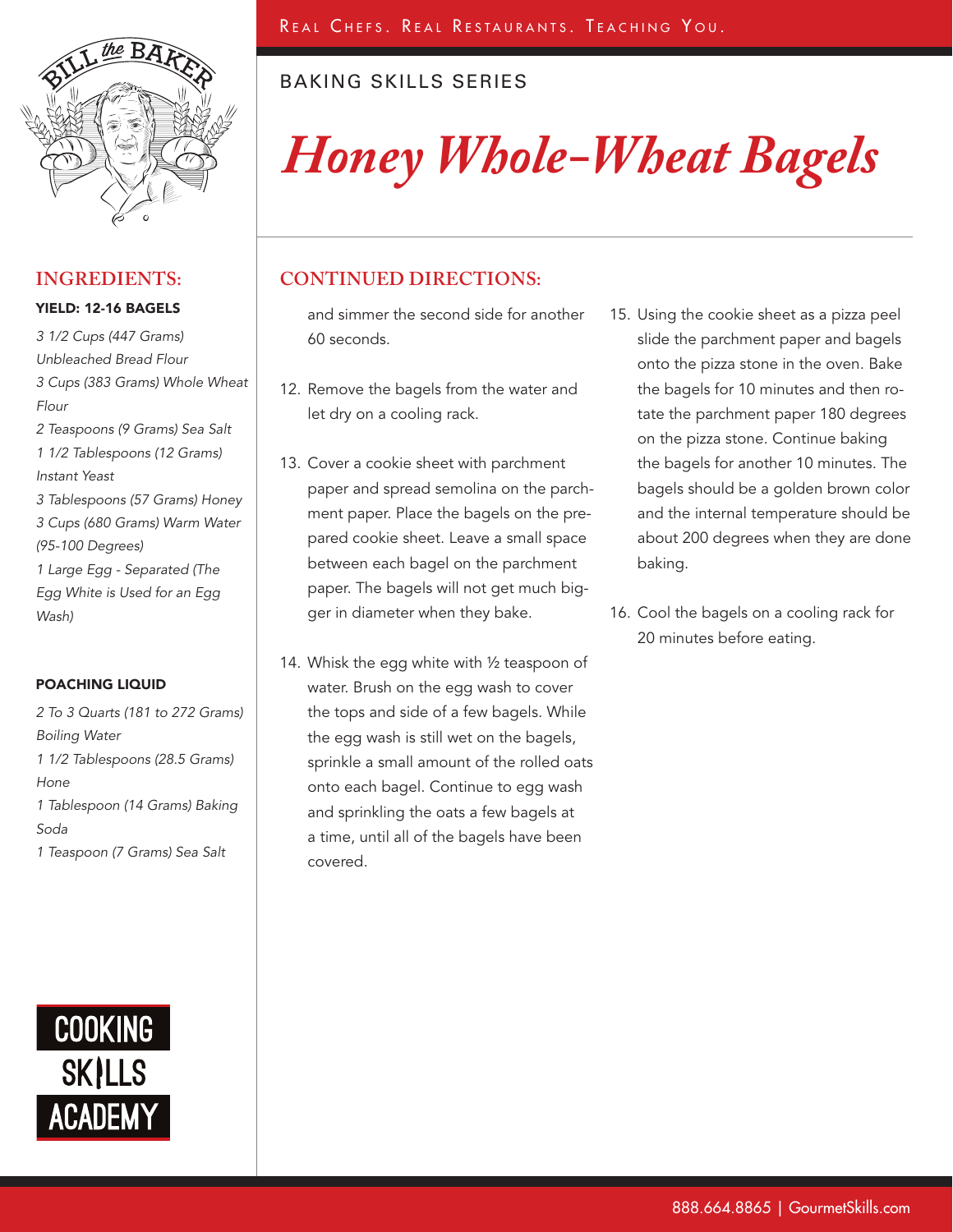BAKING SKILLS SERIES

# Honey Whole-Wheat Bagels

## INGREDIENTS:

**YIELD: 12-16 BAGELS**

*3 1/2 Cups (447 Grams) Unbleached Bread Flour*
*3 Cups (383 Grams) Whole Wheat Flour*
*2 Teaspoons (9 Grams) Sea Salt*
*1 1/2 Tablespoons (12 Grams) Instant Yeast*
*3 Tablespoons (57 Grams) Honey*
*3 Cups (680 Grams) Warm Water (95-100 Degrees)*
*1 Large Egg - Separated (The Egg White is Used for an Egg Wash)*

**POACHING LIQUID**

*2 To 3 Quarts (181 to 272 Grams) Boiling Water*
*1 1/2 Tablespoons (28.5 Grams) Hone*
*1 Tablespoon (14 Grams) Baking Soda*
*1 Teaspoon (7 Grams) Sea Salt*

## CONTINUED DIRECTIONS:

and simmer the second side for another 60 seconds.

12. Remove the bagels from the water and let dry on a cooling rack.

13. Cover a cookie sheet with parchment paper and spread semolina on the parchment paper. Place the bagels on the prepared cookie sheet. Leave a small space between each bagel on the parchment paper. The bagels will not get much bigger in diameter when they bake.

14. Whisk the egg white with ½ teaspoon of water. Brush on the egg wash to cover the tops and side of a few bagels. While the egg wash is still wet on the bagels, sprinkle a small amount of the rolled oats onto each bagel. Continue to egg wash and sprinkling the oats a few bagels at a time, until all of the bagels have been covered.

15. Using the cookie sheet as a pizza peel slide the parchment paper and bagels onto the pizza stone in the oven. Bake the bagels for 10 minutes and then rotate the parchment paper 180 degrees on the pizza stone. Continue baking the bagels for another 10 minutes. The bagels should be a golden brown color and the internal temperature should be about 200 degrees when they are done baking.

16. Cool the bagels on a cooling rack for 20 minutes before eating.